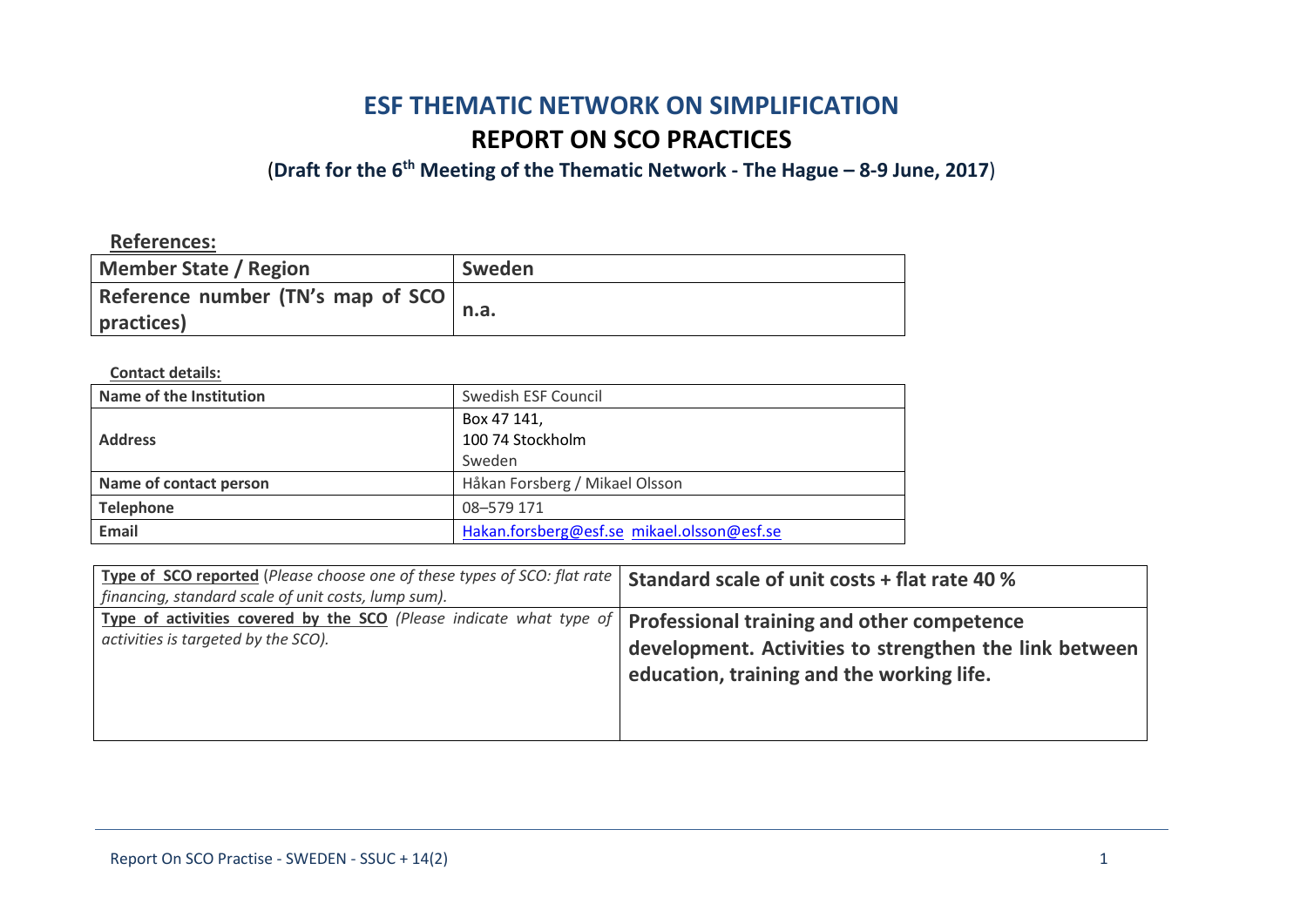# ESF THEMATIC NETWORK ON SIMPLIFICATION

## REPORT ON SCO PRACTICES

(**Draft for the 6th Meeting of the Thematic Network - The Hague – 8-9 June, 2017**)

**References:**

| **Member State / Region** | **Sweden** |
|---|---|
| **Reference number (TN's map of SCO practices)** | **n.a.** |

**Contact details:**

| **Name of the Institution** | Swedish ESF Council |
|---|---|
| **Address** | Box 47 141,<br>100 74 Stockholm<br>Sweden |
| **Name of contact person** | Håkan Forsberg / Mikael Olsson |
| **Telephone** | 08–579 171 |
| **Email** | Hakan.forsberg@esf.se mikael.olsson@esf.se |

| **Type of SCO reported** (*Please choose one of these types of SCO: flat rate financing, standard scale of unit costs, lump sum*). | **Standard scale of unit costs + flat rate 40 %** |
|---|---|
| **Type of activities covered by the SCO** (*Please indicate what type of activities is targeted by the SCO*). | **Professional training and other competence development. Activities to strengthen the link between education, training and the working life.** |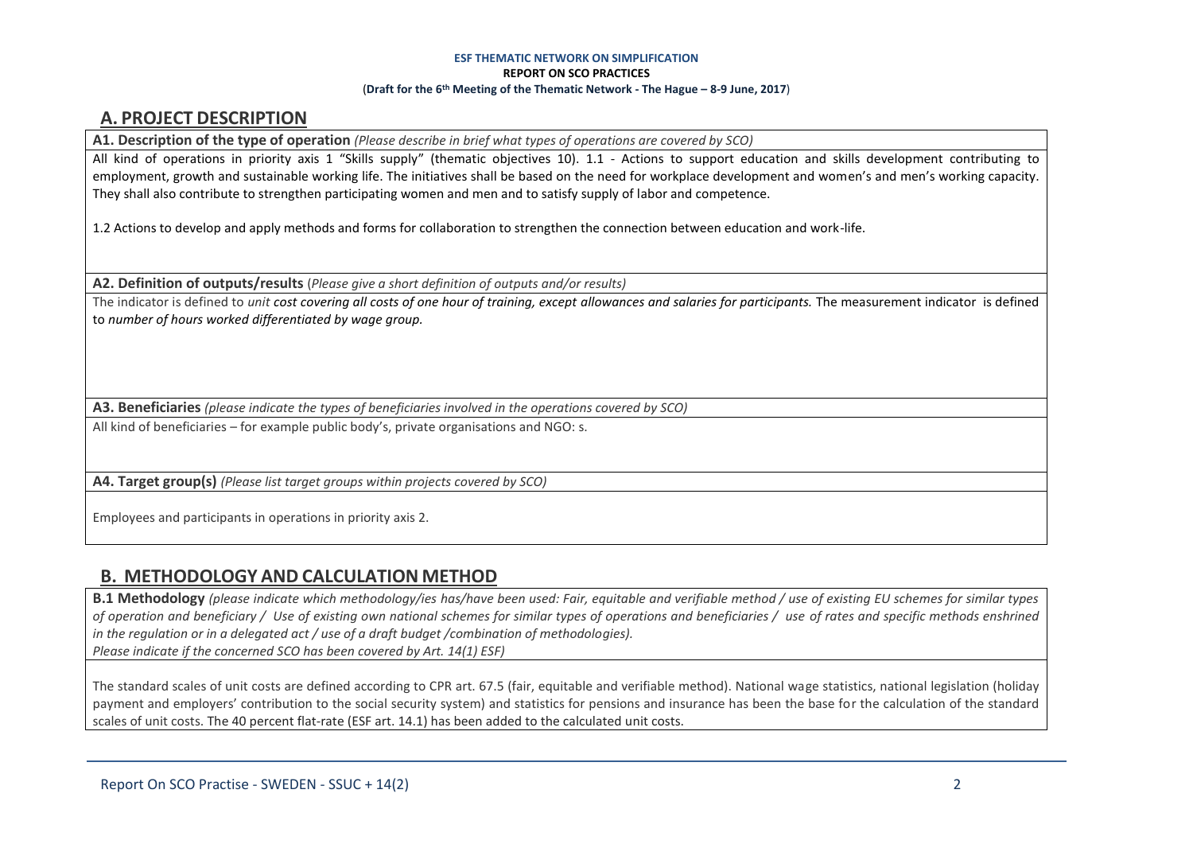**ESF THEMATIC NETWORK ON SIMPLIFICATION**
**REPORT ON SCO PRACTICES**
(**Draft for the 6th Meeting of the Thematic Network - The Hague – 8-9 June, 2017**)

## A. PROJECT DESCRIPTION

**A1. Description of the type of operation** *(Please describe in brief what types of operations are covered by SCO)*

All kind of operations in priority axis 1 "Skills supply" (thematic objectives 10). 1.1 - Actions to support education and skills development contributing to employment, growth and sustainable working life. The initiatives shall be based on the need for workplace development and women's and men's working capacity. They shall also contribute to strengthen participating women and men and to satisfy supply of labor and competence.

1.2 Actions to develop and apply methods and forms for collaboration to strengthen the connection between education and work-life.

**A2. Definition of outputs/results** (*Please give a short definition of outputs and/or results)*

The indicator is defined to *unit **cost covering all costs of one hour of training, except allowances and salaries for participants.*** The measurement indicator is defined to *number of hours worked differentiated by wage group.*

**A3. Beneficiaries** *(please indicate the types of beneficiaries involved in the operations covered by SCO)*

All kind of beneficiaries – for example public body's, private organisations and NGO: s.

**A4. Target group(s)** *(Please list target groups within projects covered by SCO)*

Employees and participants in operations in priority axis 2.

## B. METHODOLOGY AND CALCULATION METHOD

**B.1 Methodology** *(please indicate which methodology/ies has/have been used: Fair, equitable and verifiable method / use of existing EU schemes for similar types of operation and beneficiary / Use of existing own national schemes for similar types of operations and beneficiaries / use of rates and specific methods enshrined in the regulation or in a delegated act / use of a draft budget /combination of methodologies).*
*Please indicate if the concerned SCO has been covered by Art. 14(1) ESF)*

The standard scales of unit costs are defined according to CPR art. 67.5 (fair, equitable and verifiable method). National wage statistics, national legislation (holiday payment and employers' contribution to the social security system) and statistics for pensions and insurance has been the base for the calculation of the standard scales of unit costs. The 40 percent flat-rate (ESF art. 14.1) has been added to the calculated unit costs.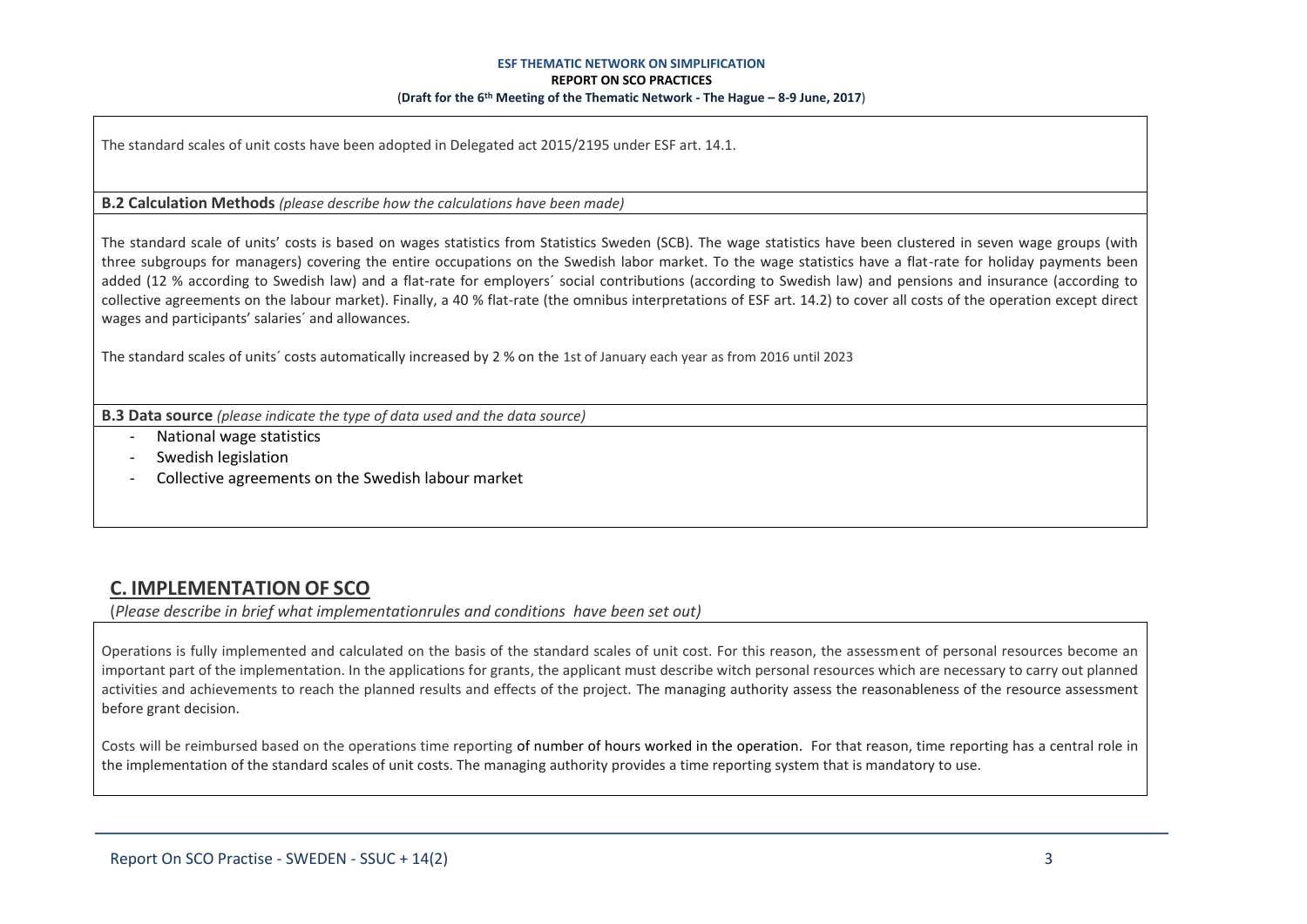The standard scales of unit costs have been adopted in Delegated act 2015/2195 under ESF art. 14.1.

**B.2 Calculation Methods** *(please describe how the calculations have been made)*

The standard scale of units' costs is based on wages statistics from Statistics Sweden (SCB). The wage statistics have been clustered in seven wage groups (with three subgroups for managers) covering the entire occupations on the Swedish labor market. To the wage statistics have a flat-rate for holiday payments been added (12 % according to Swedish law) and a flat-rate for employers´ social contributions (according to Swedish law) and pensions and insurance (according to collective agreements on the labour market). Finally, a 40 % flat-rate (the omnibus interpretations of ESF art. 14.2) to cover all costs of the operation except direct wages and participants' salaries´ and allowances.

The standard scales of units´ costs automatically increased by 2 % on the 1st of January each year as from 2016 until 2023

**B.3 Data source** *(please indicate the type of data used and the data source)*

- National wage statistics
- Swedish legislation
- Collective agreements on the Swedish labour market

## C. IMPLEMENTATION OF SCO

(*Please describe in brief what implementationrules and conditions have been set out)*

Operations is fully implemented and calculated on the basis of the standard scales of unit cost. For this reason, the assessment of personal resources become an important part of the implementation. In the applications for grants, the applicant must describe witch personal resources which are necessary to carry out planned activities and achievements to reach the planned results and effects of the project. The managing authority assess the reasonableness of the resource assessment before grant decision.

Costs will be reimbursed based on the operations time reporting of number of hours worked in the operation. For that reason, time reporting has a central role in the implementation of the standard scales of unit costs. The managing authority provides a time reporting system that is mandatory to use.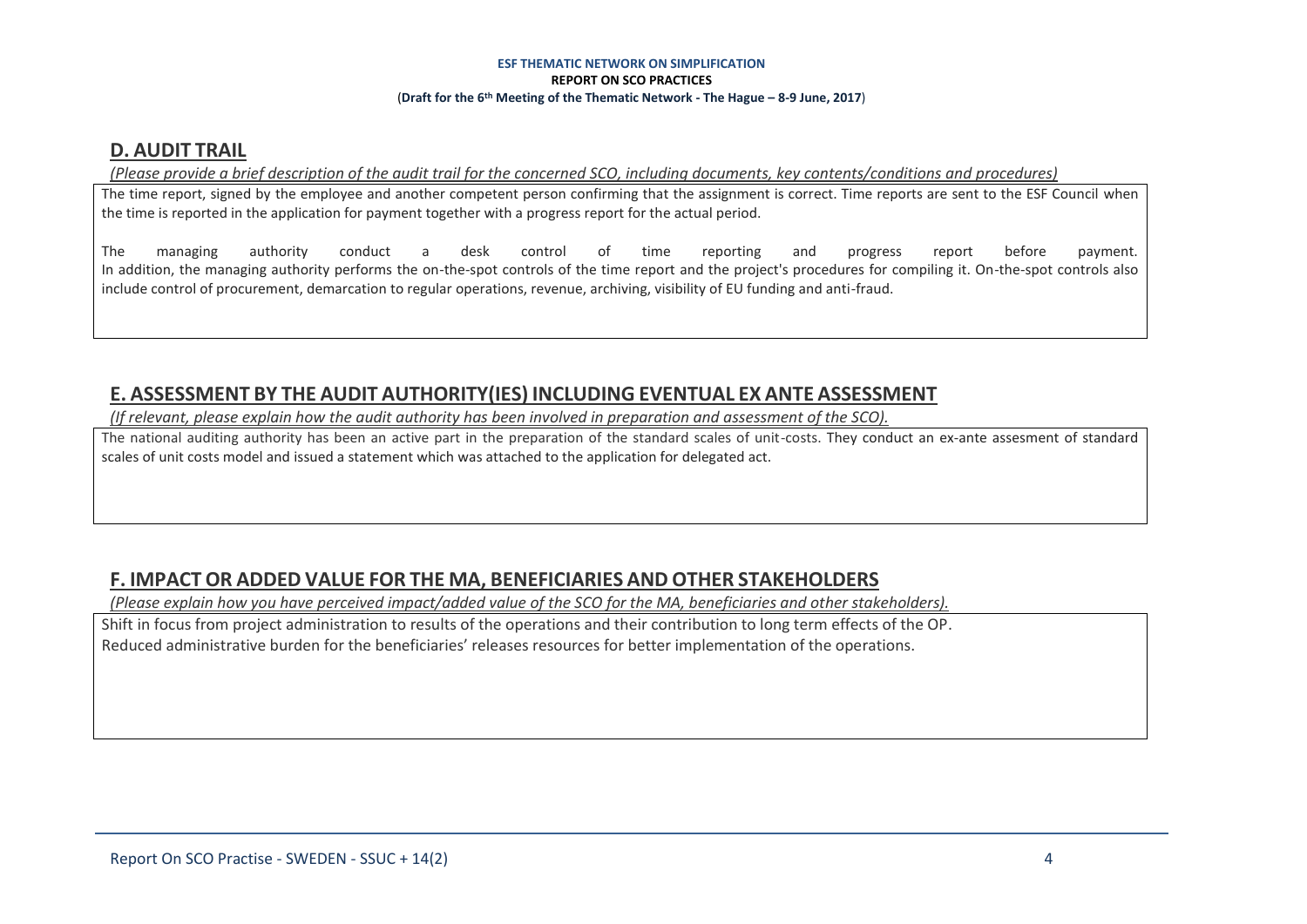## D. AUDIT TRAIL

*(Please provide a brief description of the audit trail for the concerned SCO, including documents, key contents/conditions and procedures)*

The time report, signed by the employee and another competent person confirming that the assignment is correct. Time reports are sent to the ESF Council when the time is reported in the application for payment together with a progress report for the actual period.

The managing authority conduct a desk control of time reporting and progress report before payment. In addition, the managing authority performs the on-the-spot controls of the time report and the project's procedures for compiling it. On-the-spot controls also include control of procurement, demarcation to regular operations, revenue, archiving, visibility of EU funding and anti-fraud.

## E. ASSESSMENT BY THE AUDIT AUTHORITY(IES) INCLUDING EVENTUAL EX ANTE ASSESSMENT

*(If relevant, please explain how the audit authority has been involved in preparation and assessment of the SCO).*

The national auditing authority has been an active part in the preparation of the standard scales of unit-costs. They conduct an ex-ante assesment of standard scales of unit costs model and issued a statement which was attached to the application for delegated act.

## F. IMPACT OR ADDED VALUE FOR THE MA, BENEFICIARIES AND OTHER STAKEHOLDERS

*(Please explain how you have perceived impact/added value of the SCO for the MA, beneficiaries and other stakeholders).*

Shift in focus from project administration to results of the operations and their contribution to long term effects of the OP.
Reduced administrative burden for the beneficiaries' releases resources for better implementation of the operations.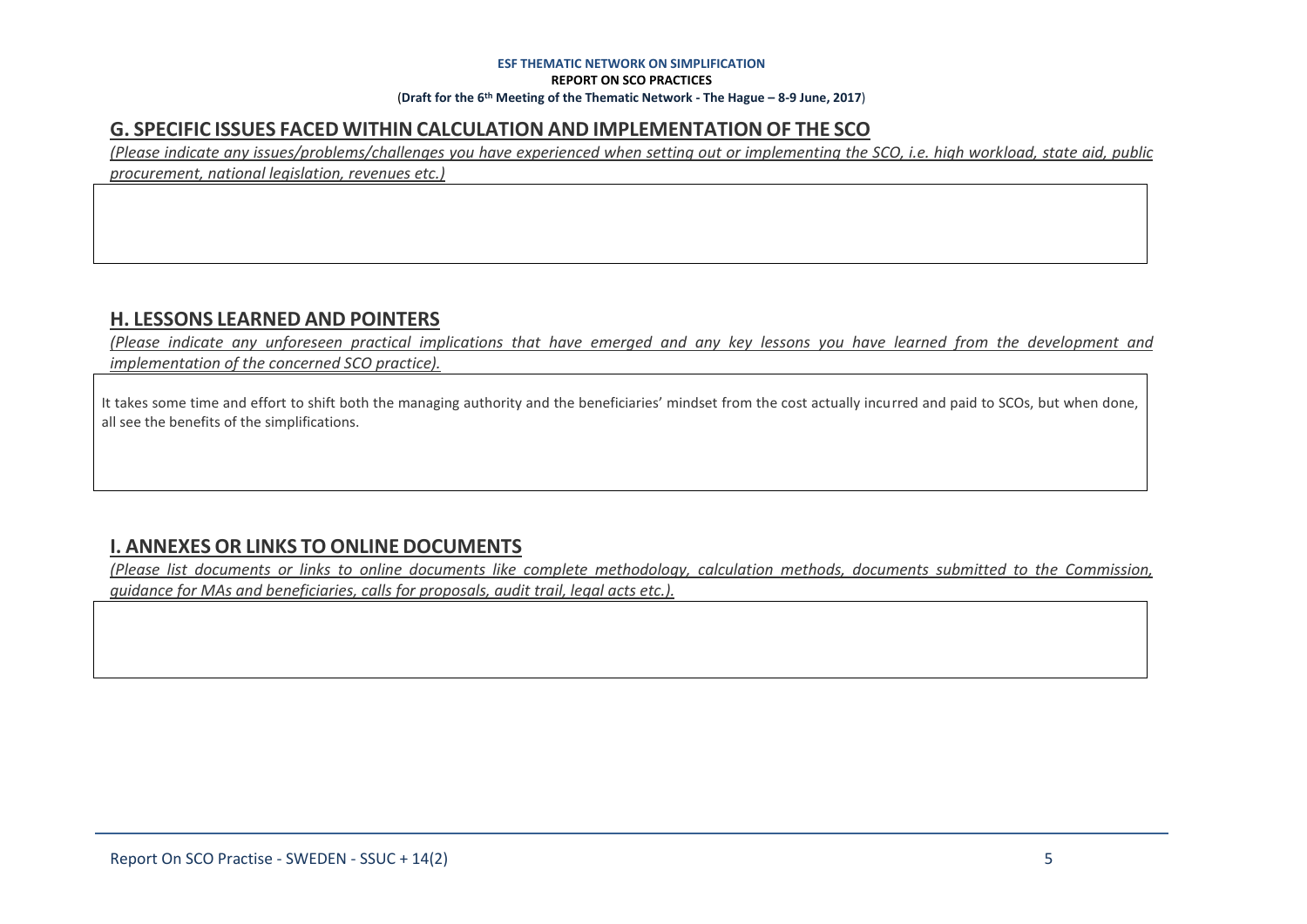## G. SPECIFIC ISSUES FACED WITHIN CALCULATION AND IMPLEMENTATION OF THE SCO

*(Please indicate any issues/problems/challenges you have experienced when setting out or implementing the SCO, i.e. high workload, state aid, public procurement, national legislation, revenues etc.)*

## H. LESSONS LEARNED AND POINTERS

*(Please indicate any unforeseen practical implications that have emerged and any key lessons you have learned from the development and implementation of the concerned SCO practice).*

It takes some time and effort to shift both the managing authority and the beneficiaries' mindset from the cost actually incurred and paid to SCOs, but when done, all see the benefits of the simplifications.

## I. ANNEXES OR LINKS TO ONLINE DOCUMENTS

*(Please list documents or links to online documents like complete methodology, calculation methods, documents submitted to the Commission, guidance for MAs and beneficiaries, calls for proposals, audit trail, legal acts etc.).*